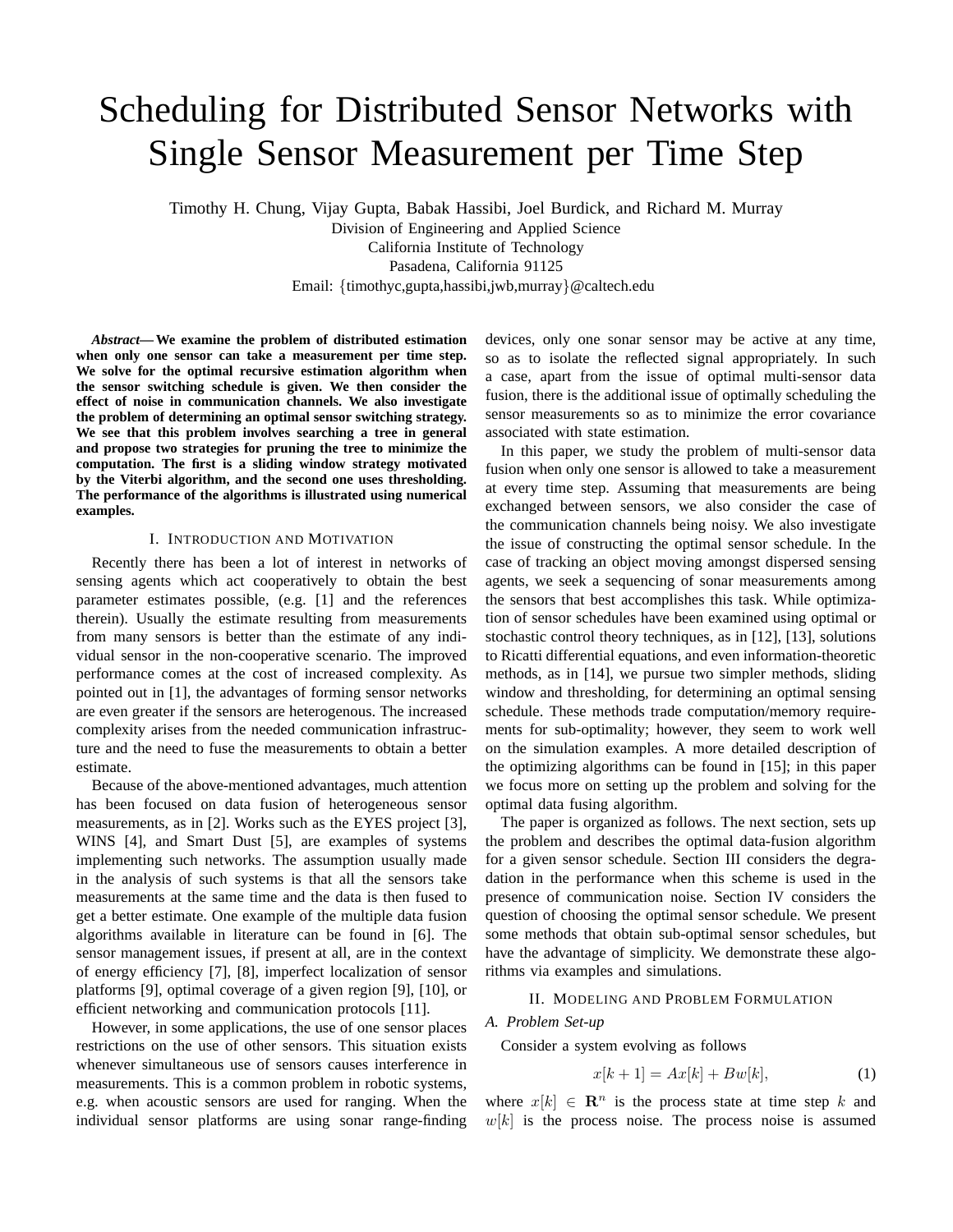# Scheduling for Distributed Sensor Networks with Single Sensor Measurement per Time Step

Timothy H. Chung, Vijay Gupta, Babak Hassibi, Joel Burdick, and Richard M. Murray
Division of Engineering and Applied Science
California Institute of Technology
Pasadena, California 91125
Email: {timothyc,gupta,hassibi,jwb,murray}@caltech.edu

***Abstract*— We examine the problem of distributed estimation when only one sensor can take a measurement per time step. We solve for the optimal recursive estimation algorithm when the sensor switching schedule is given. We then consider the effect of noise in communication channels. We also investigate the problem of determining an optimal sensor switching strategy. We see that this problem involves searching a tree in general and propose two strategies for pruning the tree to minimize the computation. The first is a sliding window strategy motivated by the Viterbi algorithm, and the second one uses thresholding. The performance of the algorithms is illustrated using numerical examples.**

## I. Introduction and Motivation

Recently there has been a lot of interest in networks of sensing agents which act cooperatively to obtain the best parameter estimates possible, (e.g. [1] and the references therein). Usually the estimate resulting from measurements from many sensors is better than the estimate of any individual sensor in the non-cooperative scenario. The improved performance comes at the cost of increased complexity. As pointed out in [1], the advantages of forming sensor networks are even greater if the sensors are heterogenous. The increased complexity arises from the needed communication infrastructure and the need to fuse the measurements to obtain a better estimate.

Because of the above-mentioned advantages, much attention has been focused on data fusion of heterogeneous sensor measurements, as in [2]. Works such as the EYES project [3], WINS [4], and Smart Dust [5], are examples of systems implementing such networks. The assumption usually made in the analysis of such systems is that all the sensors take measurements at the same time and the data is then fused to get a better estimate. One example of the multiple data fusion algorithms available in literature can be found in [6]. The sensor management issues, if present at all, are in the context of energy efficiency [7], [8], imperfect localization of sensor platforms [9], optimal coverage of a given region [9], [10], or efficient networking and communication protocols [11].

However, in some applications, the use of one sensor places restrictions on the use of other sensors. This situation exists whenever simultaneous use of sensors causes interference in measurements. This is a common problem in robotic systems, e.g. when acoustic sensors are used for ranging. When the individual sensor platforms are using sonar range-finding devices, only one sonar sensor may be active at any time, so as to isolate the reflected signal appropriately. In such a case, apart from the issue of optimal multi-sensor data fusion, there is the additional issue of optimally scheduling the sensor measurements so as to minimize the error covariance associated with state estimation.

In this paper, we study the problem of multi-sensor data fusion when only one sensor is allowed to take a measurement at every time step. Assuming that measurements are being exchanged between sensors, we also consider the case of the communication channels being noisy. We also investigate the issue of constructing the optimal sensor schedule. In the case of tracking an object moving amongst dispersed sensing agents, we seek a sequencing of sonar measurements among the sensors that best accomplishes this task. While optimization of sensor schedules have been examined using optimal or stochastic control theory techniques, as in [12], [13], solutions to Ricatti differential equations, and even information-theoretic methods, as in [14], we pursue two simpler methods, sliding window and thresholding, for determining an optimal sensing schedule. These methods trade computation/memory requirements for sub-optimality; however, they seem to work well on the simulation examples. A more detailed description of the optimizing algorithms can be found in [15]; in this paper we focus more on setting up the problem and solving for the optimal data fusing algorithm.

The paper is organized as follows. The next section, sets up the problem and describes the optimal data-fusion algorithm for a given sensor schedule. Section III considers the degradation in the performance when this scheme is used in the presence of communication noise. Section IV considers the question of choosing the optimal sensor schedule. We present some methods that obtain sub-optimal sensor schedules, but have the advantage of simplicity. We demonstrate these algorithms via examples and simulations.

## II. Modeling and Problem Formulation

### A. Problem Set-up

Consider a system evolving as follows

$$x[k+1] = Ax[k] + Bw[k], \tag{1}$$

where $x[k] \in \mathbf{R}^n$ is the process state at time step $k$ and $w[k]$ is the process noise. The process noise is assumed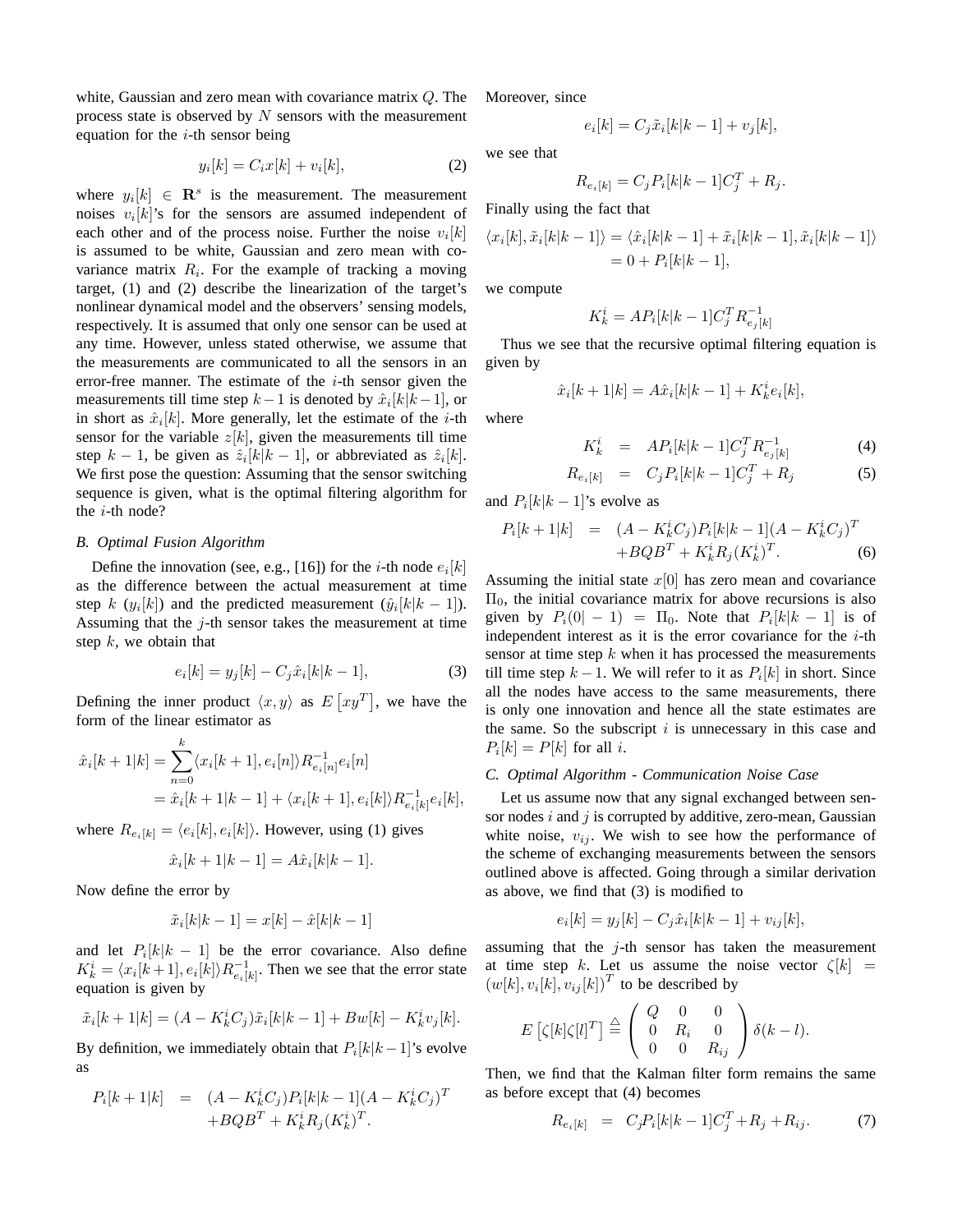white, Gaussian and zero mean with covariance matrix $Q$. The process state is observed by $N$ sensors with the measurement equation for the $i$-th sensor being

$$y_i[k] = C_i x[k] + v_i[k], \tag{2}$$

where $y_i[k] \in \mathbf{R}^s$ is the measurement. The measurement noises $v_i[k]$'s for the sensors are assumed independent of each other and of the process noise. Further the noise $v_i[k]$ is assumed to be white, Gaussian and zero mean with covariance matrix $R_i$. For the example of tracking a moving target, (1) and (2) describe the linearization of the target's nonlinear dynamical model and the observers' sensing models, respectively. It is assumed that only one sensor can be used at any time. However, unless stated otherwise, we assume that the measurements are communicated to all the sensors in an error-free manner. The estimate of the $i$-th sensor given the measurements till time step $k-1$ is denoted by $\hat{x}_i[k|k-1]$, or in short as $\hat{x}_i[k]$. More generally, let the estimate of the $i$-th sensor for the variable $z[k]$, given the measurements till time step $k-1$, be given as $\hat{z}_i[k|k-1]$, or abbreviated as $\hat{z}_i[k]$. We first pose the question: Assuming that the sensor switching sequence is given, what is the optimal filtering algorithm for the $i$-th node?

### B. Optimal Fusion Algorithm

Define the innovation (see, e.g., [16]) for the $i$-th node $e_i[k]$ as the difference between the actual measurement at time step $k$ ($y_i[k]$) and the predicted measurement ($\hat{y}_i[k|k-1]$). Assuming that the $j$-th sensor takes the measurement at time step $k$, we obtain that

$$e_i[k] = y_j[k] - C_j \hat{x}_i[k|k-1], \tag{3}$$

Defining the inner product $\langle x, y\rangle$ as $E\left[xy^T\right]$, we have the form of the linear estimator as

$$\begin{aligned}\hat{x}_i[k+1|k] &= \sum_{n=0}^{k} \langle x_i[k+1], e_i[n]\rangle R_{e_i[n]}^{-1} e_i[n] \\ &= \hat{x}_i[k+1|k-1] + \langle x_i[k+1], e_i[k]\rangle R_{e_i[k]}^{-1} e_i[k],\end{aligned}$$

where $R_{e_i[k]} = \langle e_i[k], e_i[k]\rangle$. However, using (1) gives

$$\hat{x}_i[k+1|k-1] = A\hat{x}_i[k|k-1].$$

Now define the error by

$$\tilde{x}_i[k|k-1] = x[k] - \hat{x}[k|k-1]$$

and let $P_i[k|k-1]$ be the error covariance. Also define $K_k^i = \langle x_i[k+1], e_i[k]\rangle R_{e_i[k]}^{-1}$. Then we see that the error state equation is given by

$$\tilde{x}_i[k+1|k] = (A - K_k^i C_j)\tilde{x}_i[k|k-1] + Bw[k] - K_k^i v_j[k].$$

By definition, we immediately obtain that $P_i[k|k-1]$'s evolve as

$$\begin{aligned}P_i[k+1|k] &= (A - K_k^i C_j) P_i[k|k-1] (A - K_k^i C_j)^T \\ &\quad + BQB^T + K_k^i R_j (K_k^i)^T.\end{aligned}$$

Moreover, since

$$e_i[k] = C_j \tilde{x}_i[k|k-1] + v_j[k],$$

we see that

$$R_{e_i[k]} = C_j P_i[k|k-1] C_j^T + R_j.$$

Finally using the fact that

$$\begin{aligned}\langle x_i[k], \tilde{x}_i[k|k-1]\rangle &= \langle \hat{x}_i[k|k-1] + \tilde{x}_i[k|k-1], \tilde{x}_i[k|k-1]\rangle \\ &= 0 + P_i[k|k-1],\end{aligned}$$

we compute

$$K_k^i = AP_i[k|k-1] C_j^T R_{e_j[k]}^{-1}$$

Thus we see that the recursive optimal filtering equation is given by

$$\hat{x}_i[k+1|k] = A\hat{x}_i[k|k-1] + K_k^i e_i[k],$$

where

$$K_k^i = AP_i[k|k-1] C_j^T R_{e_j[k]}^{-1} \tag{4}$$

$$R_{e_i[k]} = C_j P_i[k|k-1] C_j^T + R_j \tag{5}$$

and $P_i[k|k-1]$'s evolve as

$$\begin{aligned}P_i[k+1|k] &= (A - K_k^i C_j) P_i[k|k-1] (A - K_k^i C_j)^T \\ &\quad + BQB^T + K_k^i R_j (K_k^i)^T.\end{aligned} \tag{6}$$

Assuming the initial state $x[0]$ has zero mean and covariance $\Pi_0$, the initial covariance matrix for above recursions is also given by $P_i(0|-1) = \Pi_0$. Note that $P_i[k|k-1]$ is of independent interest as it is the error covariance for the $i$-th sensor at time step $k$ when it has processed the measurements till time step $k-1$. We will refer to it as $P_i[k]$ in short. Since all the nodes have access to the same measurements, there is only one innovation and hence all the state estimates are the same. So the subscript $i$ is unnecessary in this case and $P_i[k] = P[k]$ for all $i$.

### C. Optimal Algorithm - Communication Noise Case

Let us assume now that any signal exchanged between sensor nodes $i$ and $j$ is corrupted by additive, zero-mean, Gaussian white noise, $v_{ij}$. We wish to see how the performance of the scheme of exchanging measurements between the sensors outlined above is affected. Going through a similar derivation as above, we find that (3) is modified to

$$e_i[k] = y_j[k] - C_j \hat{x}_i[k|k-1] + v_{ij}[k],$$

assuming that the $j$-th sensor has taken the measurement at time step $k$. Let us assume the noise vector $\zeta[k] = (w[k], v_i[k], v_{ij}[k])^T$ to be described by

$$E\left[\zeta[k]\zeta[l]^T\right] \triangleq \begin{pmatrix} Q & 0 & 0 \\ 0 & R_i & 0 \\ 0 & 0 & R_{ij} \end{pmatrix} \delta(k-l).$$

Then, we find that the Kalman filter form remains the same as before except that (4) becomes

$$R_{e_i[k]} = C_j P_i[k|k-1] C_j^T + R_j + R_{ij}. \tag{7}$$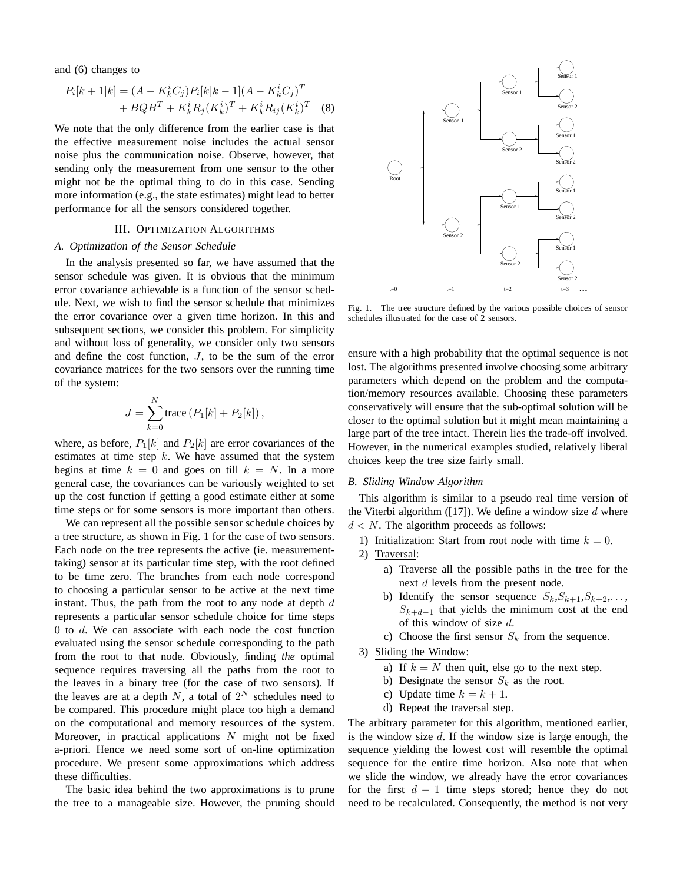and (6) changes to

$$
\begin{aligned}
P_i[k+1|k] = {} & (A - K_k^i C_j) P_i[k|k-1] (A - K_k^i C_j)^T \\
& + BQB^T + K_k^i R_j (K_k^i)^T + K_k^i R_{ij} (K_k^i)^T \quad (8)
\end{aligned}
$$

We note that the only difference from the earlier case is that the effective measurement noise includes the actual sensor noise plus the communication noise. Observe, however, that sending only the measurement from one sensor to the other might not be the optimal thing to do in this case. Sending more information (e.g., the state estimates) might lead to better performance for all the sensors considered together.

## III. Optimization Algorithms

### A. Optimization of the Sensor Schedule

In the analysis presented so far, we have assumed that the sensor schedule was given. It is obvious that the minimum error covariance achievable is a function of the sensor schedule. Next, we wish to find the sensor schedule that minimizes the error covariance over a given time horizon. In this and subsequent sections, we consider this problem. For simplicity and without loss of generality, we consider only two sensors and define the cost function, $J$, to be the sum of the error covariance matrices for the two sensors over the running time of the system:

$$
J = \sum_{k=0}^{N} \text{trace}\left(P_1[k] + P_2[k]\right),
$$

where, as before, $P_1[k]$ and $P_2[k]$ are error covariances of the estimates at time step $k$. We have assumed that the system begins at time $k = 0$ and goes on till $k = N$. In a more general case, the covariances can be variously weighted to set up the cost function if getting a good estimate either at some time steps or for some sensors is more important than others.

We can represent all the possible sensor schedule choices by a tree structure, as shown in Fig. 1 for the case of two sensors. Each node on the tree represents the active (ie. measurement-taking) sensor at its particular time step, with the root defined to be time zero. The branches from each node correspond to choosing a particular sensor to be active at the next time instant. Thus, the path from the root to any node at depth $d$ represents a particular sensor schedule choice for time steps 0 to $d$. We can associate with each node the cost function evaluated using the sensor schedule corresponding to the path from the root to that node. Obviously, finding *the* optimal sequence requires traversing all the paths from the root to the leaves in a binary tree (for the case of two sensors). If the leaves are at a depth $N$, a total of $2^N$ schedules need to be compared. This procedure might place too high a demand on the computational and memory resources of the system. Moreover, in practical applications $N$ might not be fixed a-priori. Hence we need some sort of on-line optimization procedure. We present some approximations which address these difficulties.

The basic idea behind the two approximations is to prune the tree to a manageable size. However, the pruning should ensure with a high probability that the optimal sequence is not lost. The algorithms presented involve choosing some arbitrary parameters which depend on the problem and the computation/memory resources available. Choosing these parameters conservatively will ensure that the sub-optimal solution will be closer to the optimal solution but it might mean maintaining a large part of the tree intact. Therein lies the trade-off involved. However, in the numerical examples studied, relatively liberal choices keep the tree size fairly small.

Root — Sensor 1, Sensor 2 (t=0, t=1, t=2, t=3 ...)

Fig. 1. The tree structure defined by the various possible choices of sensor schedules illustrated for the case of 2 sensors.

### B. Sliding Window Algorithm

This algorithm is similar to a pseudo real time version of the Viterbi algorithm ([17]). We define a window size $d$ where $d < N$. The algorithm proceeds as follows:

1) Initialization: Start from root node with time $k = 0$.
2) Traversal:
   a) Traverse all the possible paths in the tree for the next $d$ levels from the present node.
   b) Identify the sensor sequence $S_k, S_{k+1}, S_{k+2}, \ldots, S_{k+d-1}$ that yields the minimum cost at the end of this window of size $d$.
   c) Choose the first sensor $S_k$ from the sequence.
3) Sliding the Window:
   a) If $k = N$ then quit, else go to the next step.
   b) Designate the sensor $S_k$ as the root.
   c) Update time $k = k + 1$.
   d) Repeat the traversal step.

The arbitrary parameter for this algorithm, mentioned earlier, is the window size $d$. If the window size is large enough, the sequence yielding the lowest cost will resemble the optimal sequence for the entire time horizon. Also note that when we slide the window, we already have the error covariances for the first $d - 1$ time steps stored; hence they do not need to be recalculated. Consequently, the method is not very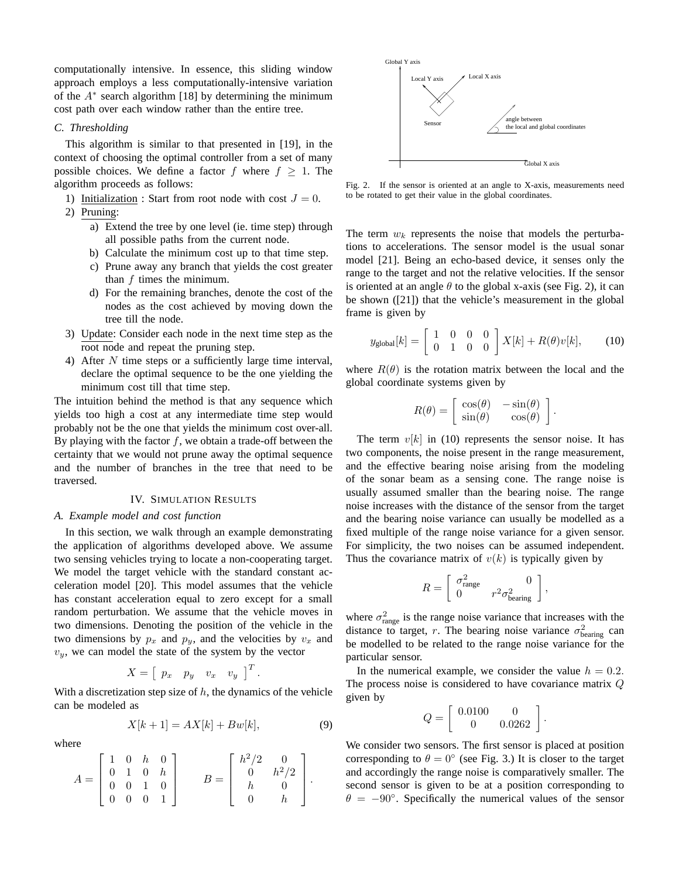computationally intensive. In essence, this sliding window approach employs a less computationally-intensive variation of the $A^*$ search algorithm [18] by determining the minimum cost path over each window rather than the entire tree.

### C. Thresholding

This algorithm is similar to that presented in [19], in the context of choosing the optimal controller from a set of many possible choices. We define a factor $f$ where $f \geq 1$. The algorithm proceeds as follows:

1) Initialization : Start from root node with cost $J = 0$.
2) Pruning:
   a) Extend the tree by one level (ie. time step) through all possible paths from the current node.
   b) Calculate the minimum cost up to that time step.
   c) Prune away any branch that yields the cost greater than $f$ times the minimum.
   d) For the remaining branches, denote the cost of the nodes as the cost achieved by moving down the tree till the node.
3) Update: Consider each node in the next time step as the root node and repeat the pruning step.
4) After $N$ time steps or a sufficiently large time interval, declare the optimal sequence to be the one yielding the minimum cost till that time step.

The intuition behind the method is that any sequence which yields too high a cost at any intermediate time step would probably not be the one that yields the minimum cost over-all. By playing with the factor $f$, we obtain a trade-off between the certainty that we would not prune away the optimal sequence and the number of branches in the tree that need to be traversed.

## IV. Simulation Results

### A. Example model and cost function

In this section, we walk through an example demonstrating the application of algorithms developed above. We assume two sensing vehicles trying to locate a non-cooperating target. We model the target vehicle with the standard constant acceleration model [20]. This model assumes that the vehicle has constant acceleration equal to zero except for a small random perturbation. We assume that the vehicle moves in two dimensions. Denoting the position of the vehicle in the two dimensions by $p_x$ and $p_y$, and the velocities by $v_x$ and $v_y$, we can model the state of the system by the vector

$$X = \left[ \begin{array}{cccc} p_x & p_y & v_x & v_y \end{array} \right]^T.$$

With a discretization step size of $h$, the dynamics of the vehicle can be modeled as

$$X[k+1] = AX[k] + Bw[k], \tag{9}$$

where

$$A = \left[ \begin{array}{cccc} 1 & 0 & h & 0 \\ 0 & 1 & 0 & h \\ 0 & 0 & 1 & 0 \\ 0 & 0 & 0 & 1 \end{array} \right] \qquad B = \left[ \begin{array}{cc} h^2/2 & 0 \\ 0 & h^2/2 \\ h & 0 \\ 0 & h \end{array} \right].$$

Fig. 2. If the sensor is oriented at an angle to X-axis, measurements need to be rotated to get their value in the global coordinates.

The term $w_k$ represents the noise that models the perturbations to accelerations. The sensor model is the usual sonar model [21]. Being an echo-based device, it senses only the range to the target and not the relative velocities. If the sensor is oriented at an angle $\theta$ to the global x-axis (see Fig. 2), it can be shown ([21]) that the vehicle's measurement in the global frame is given by

$$y_{\text{global}}[k] = \left[ \begin{array}{cccc} 1 & 0 & 0 & 0 \\ 0 & 1 & 0 & 0 \end{array} \right] X[k] + R(\theta)v[k], \tag{10}$$

where $R(\theta)$ is the rotation matrix between the local and the global coordinate systems given by

$$R(\theta) = \left[ \begin{array}{cc} \cos(\theta) & -\sin(\theta) \\ \sin(\theta) & \cos(\theta) \end{array} \right].$$

The term $v[k]$ in (10) represents the sensor noise. It has two components, the noise present in the range measurement, and the effective bearing noise arising from the modeling of the sonar beam as a sensing cone. The range noise is usually assumed smaller than the bearing noise. The range noise increases with the distance of the sensor from the target and the bearing noise variance can usually be modelled as a fixed multiple of the range noise variance for a given sensor. For simplicity, the two noises can be assumed independent. Thus the covariance matrix of $v(k)$ is typically given by

$$R = \left[ \begin{array}{cc} \sigma^2_{\text{range}} & 0 \\ 0 & r^2\sigma^2_{\text{bearing}} \end{array} \right],$$

where $\sigma^2_{\text{range}}$ is the range noise variance that increases with the distance to target, $r$. The bearing noise variance $\sigma^2_{\text{bearing}}$ can be modelled to be related to the range noise variance for the particular sensor.

In the numerical example, we consider the value $h = 0.2$. The process noise is considered to have covariance matrix $Q$ given by

$$Q = \left[ \begin{array}{cc} 0.0100 & 0 \\ 0 & 0.0262 \end{array} \right].$$

We consider two sensors. The first sensor is placed at position corresponding to $\theta = 0^\circ$ (see Fig. 3.) It is closer to the target and accordingly the range noise is comparatively smaller. The second sensor is given to be at a position corresponding to $\theta = -90^\circ$. Specifically the numerical values of the sensor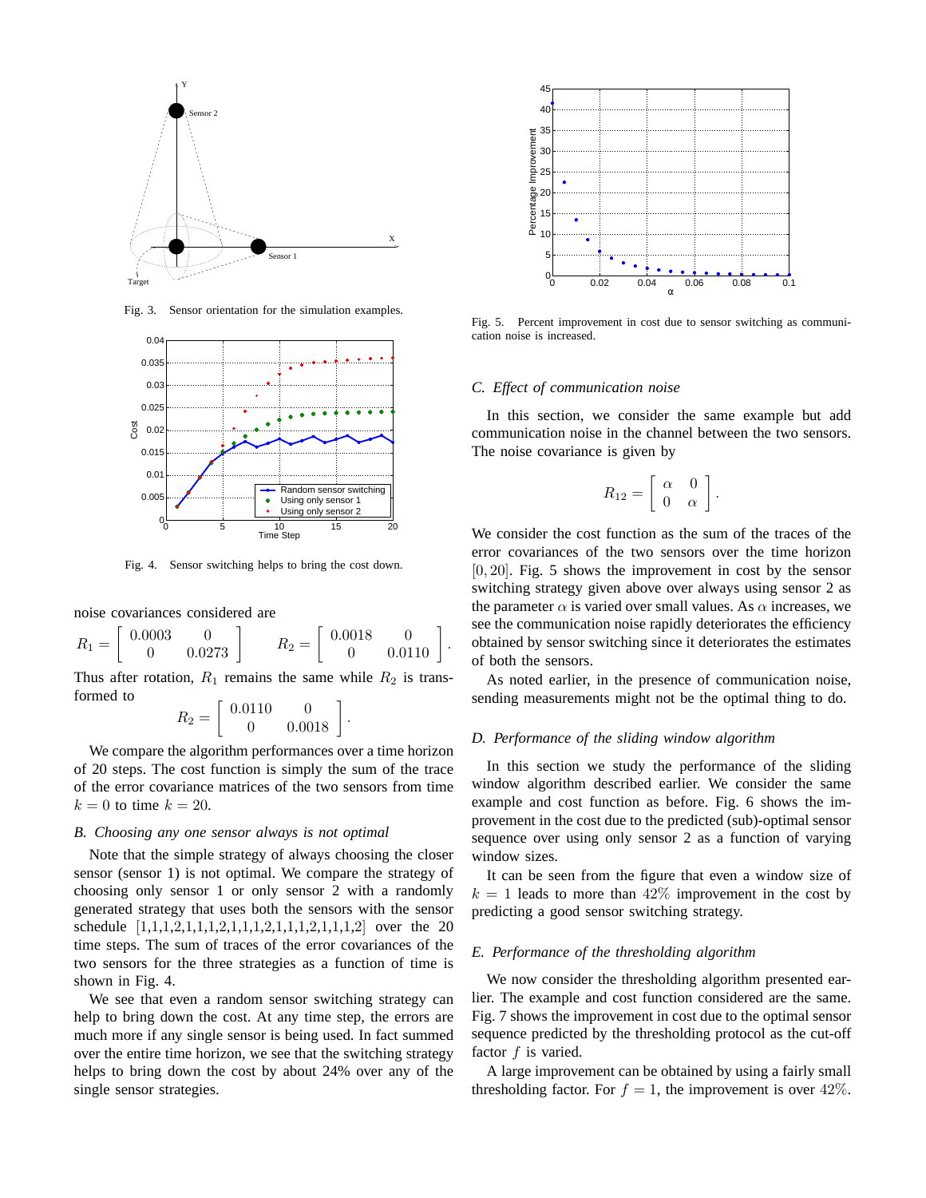Fig. 3. Sensor orientation for the simulation examples.

Fig. 4. Sensor switching helps to bring the cost down.

noise covariances considered are

$$R_1 = \begin{bmatrix} 0.0003 & 0 \\ 0 & 0.0273 \end{bmatrix} \qquad R_2 = \begin{bmatrix} 0.0018 & 0 \\ 0 & 0.0110 \end{bmatrix}.$$

Thus after rotation, $R_1$ remains the same while $R_2$ is transformed to

$$R_2 = \begin{bmatrix} 0.0110 & 0 \\ 0 & 0.0018 \end{bmatrix}.$$

We compare the algorithm performances over a time horizon of 20 steps. The cost function is simply the sum of the trace of the error covariance matrices of the two sensors from time $k = 0$ to time $k = 20$.

### B. Choosing any one sensor always is not optimal

Note that the simple strategy of always choosing the closer sensor (sensor 1) is not optimal. We compare the strategy of choosing only sensor 1 or only sensor 2 with a randomly generated strategy that uses both the sensors with the sensor schedule $[1,1,1,2,1,1,1,2,1,1,1,2,1,1,1,2,1,1,1,2]$ over the 20 time steps. The sum of traces of the error covariances of the two sensors for the three strategies as a function of time is shown in Fig. 4.

We see that even a random sensor switching strategy can help to bring down the cost. At any time step, the errors are much more if any single sensor is being used. In fact summed over the entire time horizon, we see that the switching strategy helps to bring down the cost by about 24% over any of the single sensor strategies.

Fig. 5. Percent improvement in cost due to sensor switching as communication noise is increased.

### C. Effect of communication noise

In this section, we consider the same example but add communication noise in the channel between the two sensors. The noise covariance is given by

$$R_{12} = \begin{bmatrix} \alpha & 0 \\ 0 & \alpha \end{bmatrix}.$$

We consider the cost function as the sum of the traces of the error covariances of the two sensors over the time horizon $[0, 20]$. Fig. 5 shows the improvement in cost by the sensor switching strategy given above over always using sensor 2 as the parameter $\alpha$ is varied over small values. As $\alpha$ increases, we see the communication noise rapidly deteriorates the efficiency obtained by sensor switching since it deteriorates the estimates of both the sensors.

As noted earlier, in the presence of communication noise, sending measurements might not be the optimal thing to do.

### D. Performance of the sliding window algorithm

In this section we study the performance of the sliding window algorithm described earlier. We consider the same example and cost function as before. Fig. 6 shows the improvement in the cost due to the predicted (sub)-optimal sensor sequence over using only sensor 2 as a function of varying window sizes.

It can be seen from the figure that even a window size of $k = 1$ leads to more than $42\%$ improvement in the cost by predicting a good sensor switching strategy.

### E. Performance of the thresholding algorithm

We now consider the thresholding algorithm presented earlier. The example and cost function considered are the same. Fig. 7 shows the improvement in cost due to the optimal sensor sequence predicted by the thresholding protocol as the cut-off factor $f$ is varied.

A large improvement can be obtained by using a fairly small thresholding factor. For $f = 1$, the improvement is over $42\%$.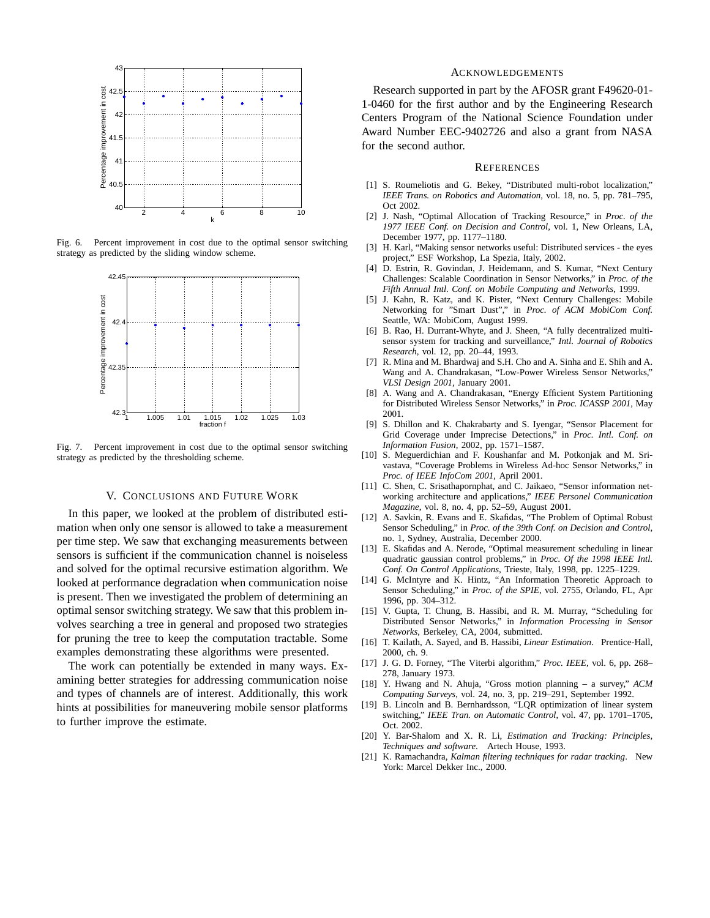43

42.5

42

41.5

41

40.5

40

2 4 6 8 10

k

Percentage improvement in cost

Fig. 6. Percent improvement in cost due to the optimal sensor switching strategy as predicted by the sliding window scheme.

42.45

42.4

42.35

42.3

1 1.005 1.01 1.015 1.02 1.025 1.03

fraction f

Percentage improvement in cost

Fig. 7. Percent improvement in cost due to the optimal sensor switching strategy as predicted by the thresholding scheme.

## V. Conclusions and Future Work

In this paper, we looked at the problem of distributed estimation when only one sensor is allowed to take a measurement per time step. We saw that exchanging measurements between sensors is sufficient if the communication channel is noiseless and solved for the optimal recursive estimation algorithm. We looked at performance degradation when communication noise is present. Then we investigated the problem of determining an optimal sensor switching strategy. We saw that this problem involves searching a tree in general and proposed two strategies for pruning the tree to keep the computation tractable. Some examples demonstrating these algorithms were presented.

The work can potentially be extended in many ways. Examining better strategies for addressing communication noise and types of channels are of interest. Additionally, this work hints at possibilities for maneuvering mobile sensor platforms to further improve the estimate.

## Acknowledgements

Research supported in part by the AFOSR grant F49620-01-1-0460 for the first author and by the Engineering Research Centers Program of the National Science Foundation under Award Number EEC-9402726 and also a grant from NASA for the second author.

## References

[1] S. Roumeliotis and G. Bekey, "Distributed multi-robot localization," *IEEE Trans. on Robotics and Automation*, vol. 18, no. 5, pp. 781–795, Oct 2002.

[2] J. Nash, "Optimal Allocation of Tracking Resource," in *Proc. of the 1977 IEEE Conf. on Decision and Control*, vol. 1, New Orleans, LA, December 1977, pp. 1177–1180.

[3] H. Karl, "Making sensor networks useful: Distributed services - the eyes project," ESF Workshop, La Spezia, Italy, 2002.

[4] D. Estrin, R. Govindan, J. Heidemann, and S. Kumar, "Next Century Challenges: Scalable Coordination in Sensor Networks," in *Proc. of the Fifth Annual Intl. Conf. on Mobile Computing and Networks*, 1999.

[5] J. Kahn, R. Katz, and K. Pister, "Next Century Challenges: Mobile Networking for "Smart Dust"," in *Proc. of ACM MobiCom Conf.* Seattle, WA: MobiCom, August 1999.

[6] B. Rao, H. Durrant-Whyte, and J. Sheen, "A fully decentralized multi-sensor system for tracking and surveillance," *Intl. Journal of Robotics Research*, vol. 12, pp. 20–44, 1993.

[7] R. Mina and M. Bhardwaj and S.H. Cho and A. Sinha and E. Shih and A. Wang and A. Chandrakasan, "Low-Power Wireless Sensor Networks," *VLSI Design 2001*, January 2001.

[8] A. Wang and A. Chandrakasan, "Energy Efficient System Partitioning for Distributed Wireless Sensor Networks," in *Proc. ICASSP 2001*, May 2001.

[9] S. Dhillon and K. Chakrabarty and S. Iyengar, "Sensor Placement for Grid Coverage under Imprecise Detections," in *Proc. Intl. Conf. on Information Fusion*, 2002, pp. 1571–1587.

[10] S. Meguerdichian and F. Koushanfar and M. Potkonjak and M. Srivastava, "Coverage Problems in Wireless Ad-hoc Sensor Networks," in *Proc. of IEEE InfoCom 2001*, April 2001.

[11] C. Shen, C. Srisathapornphat, and C. Jaikaeo, "Sensor information networking architecture and applications," *IEEE Personel Communication Magazine*, vol. 8, no. 4, pp. 52–59, August 2001.

[12] A. Savkin, R. Evans and E. Skafidas, "The Problem of Optimal Robust Sensor Scheduling," in *Proc. of the 39th Conf. on Decision and Control*, no. 1, Sydney, Australia, December 2000.

[13] E. Skafidas and A. Nerode, "Optimal measurement scheduling in linear quadratic gaussian control problems," in *Proc. Of the 1998 IEEE Intl. Conf. On Control Applications*, Trieste, Italy, 1998, pp. 1225–1229.

[14] G. McIntyre and K. Hintz, "An Information Theoretic Approach to Sensor Scheduling," in *Proc. of the SPIE*, vol. 2755, Orlando, FL, Apr 1996, pp. 304–312.

[15] V. Gupta, T. Chung, B. Hassibi, and R. M. Murray, "Scheduling for Distributed Sensor Networks," in *Information Processing in Sensor Networks*, Berkeley, CA, 2004, submitted.

[16] T. Kailath, A. Sayed, and B. Hassibi, *Linear Estimation*. Prentice-Hall, 2000, ch. 9.

[17] J. G. D. Forney, "The Viterbi algorithm," *Proc. IEEE*, vol. 6, pp. 268–278, January 1973.

[18] Y. Hwang and N. Ahuja, "Gross motion planning – a survey," *ACM Computing Surveys*, vol. 24, no. 3, pp. 219–291, September 1992.

[19] B. Lincoln and B. Bernhardsson, "LQR optimization of linear system switching," *IEEE Tran. on Automatic Control*, vol. 47, pp. 1701–1705, Oct. 2002.

[20] Y. Bar-Shalom and X. R. Li, *Estimation and Tracking: Principles, Techniques and software*. Artech House, 1993.

[21] K. Ramachandra, *Kalman filtering techniques for radar tracking*. New York: Marcel Dekker Inc., 2000.